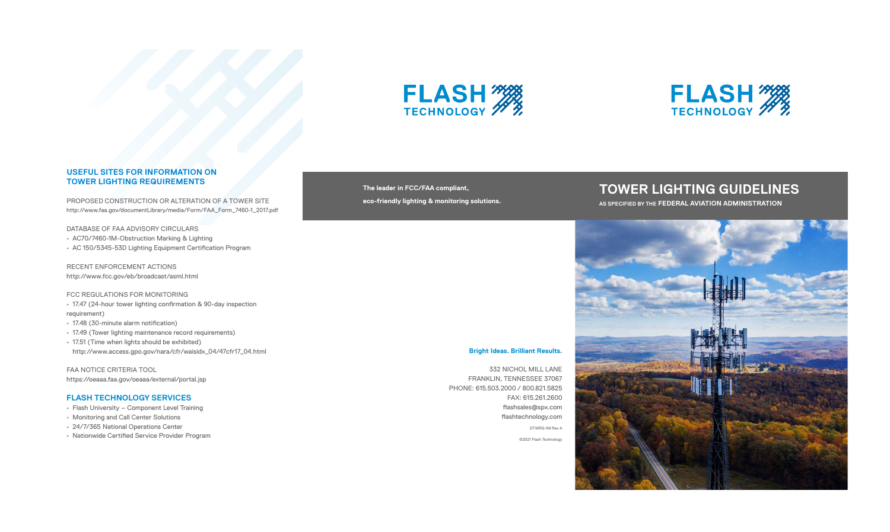## USEFUL SITES FOR INFORMATION ON TOWER LIGHTING REQUIREMENTS

PROPOSED CONSTRUCTION OR ALTERATION OF A TOWER SITE
http://www.faa.gov/documentLibrary/media/Form/FAA_Form_7460-1_2017.pdf

DATABASE OF FAA ADVISORY CIRCULARS
- AC70/7460-1M-Obstruction Marking & Lighting
- AC 150/5345-53D Lighting Equipment Certification Program

RECENT ENFORCEMENT ACTIONS
http://www.fcc.gov/eb/broadcast/asml.html

FCC REGULATIONS FOR MONITORING
- 17.47 (24-hour tower lighting confirmation & 90-day inspection requirement)
- 17.48 (30-minute alarm notification)
- 17.49 (Tower lighting maintenance record requirements)
- 17.51 (Time when lights should be exhibited)
  http://www.access.gpo.gov/nara/cfr/waisidx_04/47cfr17_04.html

FAA NOTICE CRITERIA TOOL
https://oeaaa.faa.gov/oeaaa/external/portal.jsp

## FLASH TECHNOLOGY SERVICES

- Flash University – Component Level Training
- Monitoring and Call Center Solutions
- 24/7/365 National Operations Center
- Nationwide Certified Service Provider Program

FLASH TECHNOLOGY

**The leader in FCC/FAA compliant,**

**eco-friendly lighting & monitoring solutions.**

**Bright Ideas. Brilliant Results.**

332 NICHOL MILL LANE
FRANKLIN, TENNESSEE 37067
PHONE: 615.503.2000 / 800.821.5825
FAX: 615.261.2600
flashsales@spx.com
flashtechnology.com

DTWRG-1M Rev A

©2021 Flash Technology

FLASH TECHNOLOGY

# TOWER LIGHTING GUIDELINES

AS SPECIFIED BY THE FEDERAL AVIATION ADMINISTRATION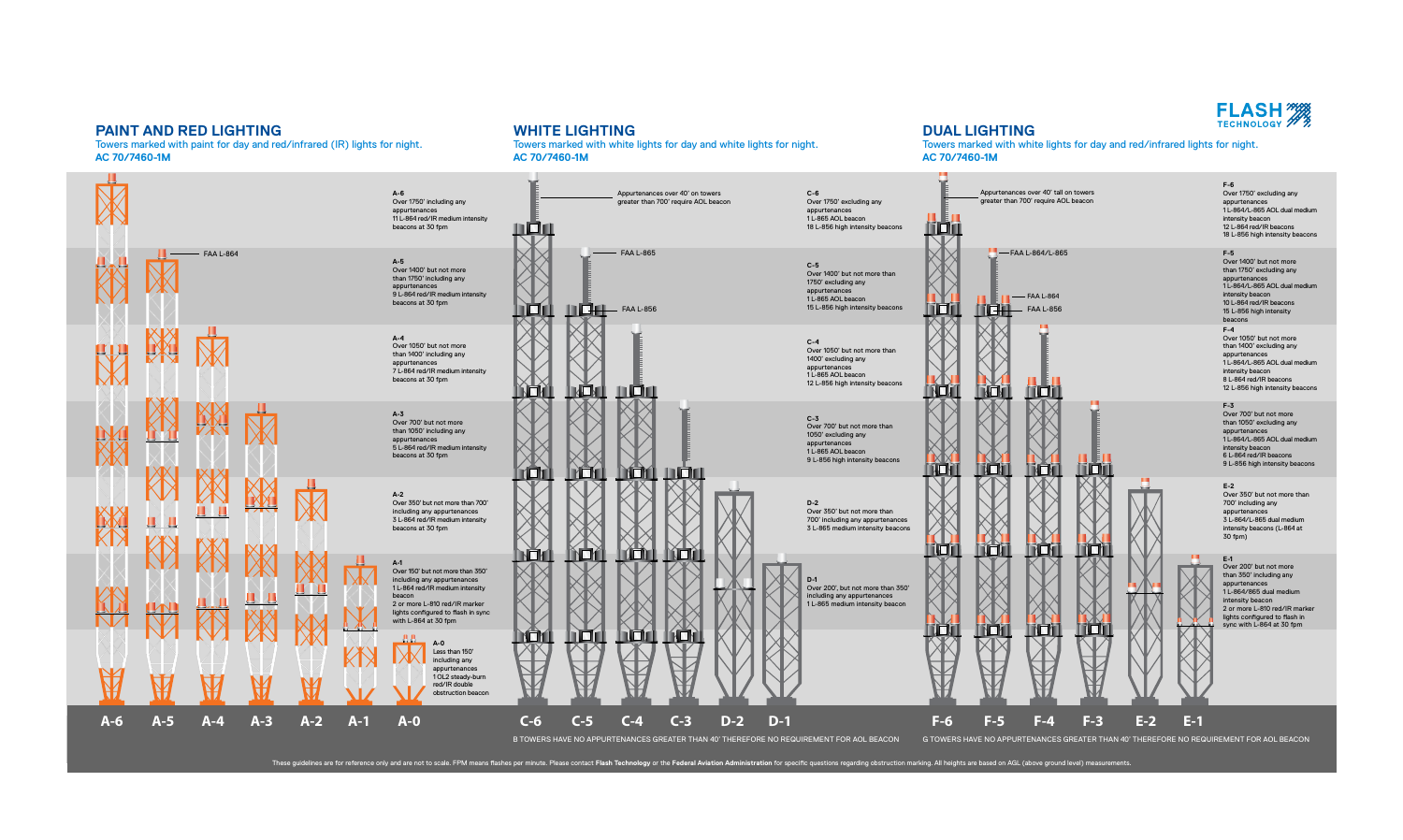FLASH TECHNOLOGY

## PAINT AND RED LIGHTING

Towers marked with paint for day and red/infrared (IR) lights for night.

**AC 70/7460-1M**

FAA L-864

**A-6**
Over 1750' including any appurtenances
11 L-864 red/IR medium intensity beacons at 30 fpm

**A-5**
Over 1400' but not more than 1750' including any appurtenances
9 L-864 red/IR medium intensity beacons at 30 fpm

**A-4**
Over 1050' but not more than 1400' including any appurtenances
7 L-864 red/IR medium intensity beacons at 30 fpm

**A-3**
Over 700' but not more than 1050' including any appurtenances
5 L-864 red/IR medium intensity beacons at 30 fpm

**A-2**
Over 350' but not more than 700' including any appurtenances
3 L-864 red/IR medium intensity beacons at 30 fpm

**A-1**
Over 150' but not more than 350' including any appurtenances
1 L-864 red/IR medium intensity beacon
2 or more L-810 red/IR marker lights configured to flash in sync with L-864 at 30 fpm

**A-0**
Less than 150' including any appurtenances
1 OL2 steady-burn red/IR double obstruction beacon

A-6 A-5 A-4 A-3 A-2 A-1 A-0

## WHITE LIGHTING

Towers marked with white lights for day and white lights for night.

**AC 70/7460-1M**

Appurtenances over 40' on towers greater than 700' require AOL beacon

FAA L-865

FAA L-856

**C-6**
Over 1750' excluding any appurtenances
1 L-865 AOL beacon
18 L-856 high intensity beacons

**C-5**
Over 1400' but not more than 1750' excluding any appurtenances
1 L-865 AOL beacon
15 L-856 high intensity beacons

**C-4**
Over 1050' but not more than 1400' excluding any appurtenances
1 L-865 AOL beacon
12 L-856 high intensity beacons

**C-3**
Over 700' but not more than 1050' excluding any appurtenances
1 L-865 AOL beacon
9 L-856 high intensity beacons

**D-2**
Over 350' but not more than 700' including any appurtenances
3 L-865 medium intensity beacons

**D-1**
Over 200', but not more than 350' including any appurtenances
1 L-865 medium intensity beacon

C-6 C-5 C-4 C-3 D-2 D-1

B TOWERS HAVE NO APPURTENANCES GREATER THAN 40' THEREFORE NO REQUIREMENT FOR AOL BEACON

## DUAL LIGHTING

Towers marked with white lights for day and red/infrared lights for night.

**AC 70/7460-1M**

Appurtenances over 40' tall on towers greater than 700' require AOL beacon

FAA L-864/L-865

FAA L-864

FAA L-856

**F-6**
Over 1750' excluding any appurtenances
1 L-864/L-865 AOL dual medium intensity beacon
12 L-864 red/IR beacons
18 L-856 high intensity beacons

**F-5**
Over 1400' but not more than 1750' excluding any appurtenances
1 L-864/L-865 AOL dual medium intensity beacon
10 L-864 red/IR beacons
15 L-856 high intensity beacons

**F-4**
Over 1050' but not more than 1400' excluding any appurtenances
1 L-864/L-865 AOL dual medium intensity beacon
8 L-864 red/IR beacons
12 L-856 high intensity beacons

**F-3**
Over 700' but not more than 1050' excluding any appurtenances
1 L-864/L-865 AOL dual medium intensity beacon
6 L-864 red/IR beacons
9 L-856 high intensity beacons

**E-2**
Over 350' but not more than 700' including any appurtenances
3 L-864/L-865 dual medium intensity beacons (L-864 at 30 fpm)

**E-1**
Over 200' but not more than 350' including any appurtenances
1 L-864/865 dual medium intensity beacon
2 or more L-810 red/IR marker lights configured to flash in sync with L-864 at 30 fpm

F-6 F-5 F-4 F-3 E-2 E-1

G TOWERS HAVE NO APPURTENANCES GREATER THAN 40' THEREFORE NO REQUIREMENT FOR AOL BEACON

These guidelines are for reference only and are not to scale. FPM means flashes per minute. Please contact **Flash Technology** or the **Federal Aviation Administration** for specific questions regarding obstruction marking. All heights are based on AGL (above ground level) measurements.